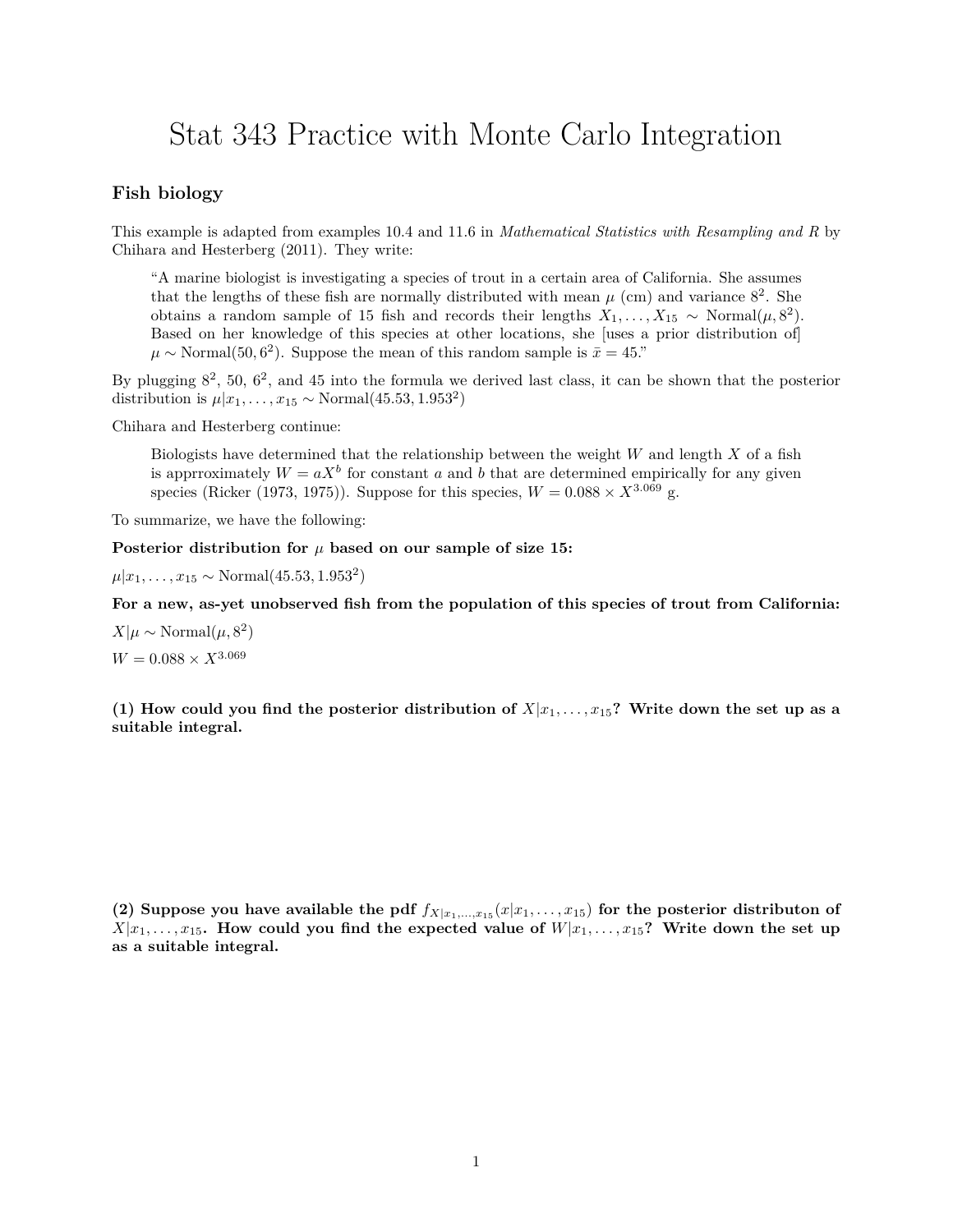# Stat 343 Practice with Monte Carlo Integration

## Fish biology

This example is adapted from examples 10.4 and 11.6 in *Mathematical Statistics with Resampling and R* by Chihara and Hesterberg (2011). They write:

> "A marine biologist is investigating a species of trout in a certain area of California. She assumes that the lengths of these fish are normally distributed with mean $\mu$ (cm) and variance $8^2$. She obtains a random sample of 15 fish and records their lengths $X_1, \ldots, X_{15} \sim \text{Normal}(\mu, 8^2)$. Based on her knowledge of this species at other locations, she [uses a prior distribution of] $\mu \sim \text{Normal}(50, 6^2)$. Suppose the mean of this random sample is $\bar{x} = 45$."

By plugging $8^2$, 50, $6^2$, and 45 into the formula we derived last class, it can be shown that the posterior distribution is $\mu | x_1, \ldots, x_{15} \sim \text{Normal}(45.53, 1.953^2)$

Chihara and Hesterberg continue:

> Biologists have determined that the relationship between the weight $W$ and length $X$ of a fish is apprroximately $W = aX^b$ for constant $a$ and $b$ that are determined empirically for any given species (Ricker (1973, 1975)). Suppose for this species, $W = 0.088 \times X^{3.069}$ g.

To summarize, we have the following:

**Posterior distribution for $\mu$ based on our sample of size 15:**

$\mu | x_1, \ldots, x_{15} \sim \text{Normal}(45.53, 1.953^2)$

**For a new, as-yet unobserved fish from the population of this species of trout from California:**

$X | \mu \sim \text{Normal}(\mu, 8^2)$

$W = 0.088 \times X^{3.069}$

**(1) How could you find the posterior distribution of $X | x_1, \ldots, x_{15}$? Write down the set up as a suitable integral.**

**(2) Suppose you have available the pdf $f_{X|x_1,\ldots,x_{15}}(x | x_1, \ldots, x_{15})$ for the posterior distributon of $X | x_1, \ldots, x_{15}$. How could you find the expected value of $W | x_1, \ldots, x_{15}$? Write down the set up as a suitable integral.**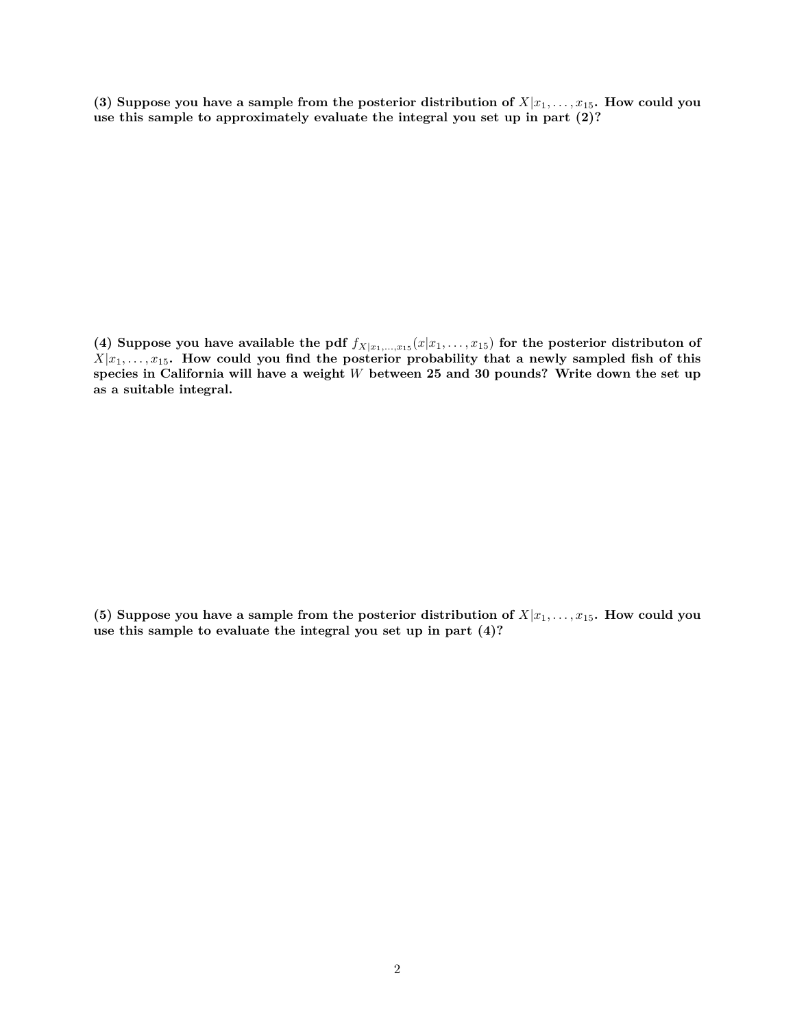**(3) Suppose you have a sample from the posterior distribution of $X|x_1, \ldots, x_{15}$. How could you use this sample to approximately evaluate the integral you set up in part (2)?**

**(4) Suppose you have available the pdf $f_{X|x_1,\ldots,x_{15}}(x|x_1, \ldots, x_{15})$ for the posterior distributon of $X|x_1, \ldots, x_{15}$. How could you find the posterior probability that a newly sampled fish of this species in California will have a weight $W$ between 25 and 30 pounds? Write down the set up as a suitable integral.**

**(5) Suppose you have a sample from the posterior distribution of $X|x_1, \ldots, x_{15}$. How could you use this sample to evaluate the integral you set up in part (4)?**